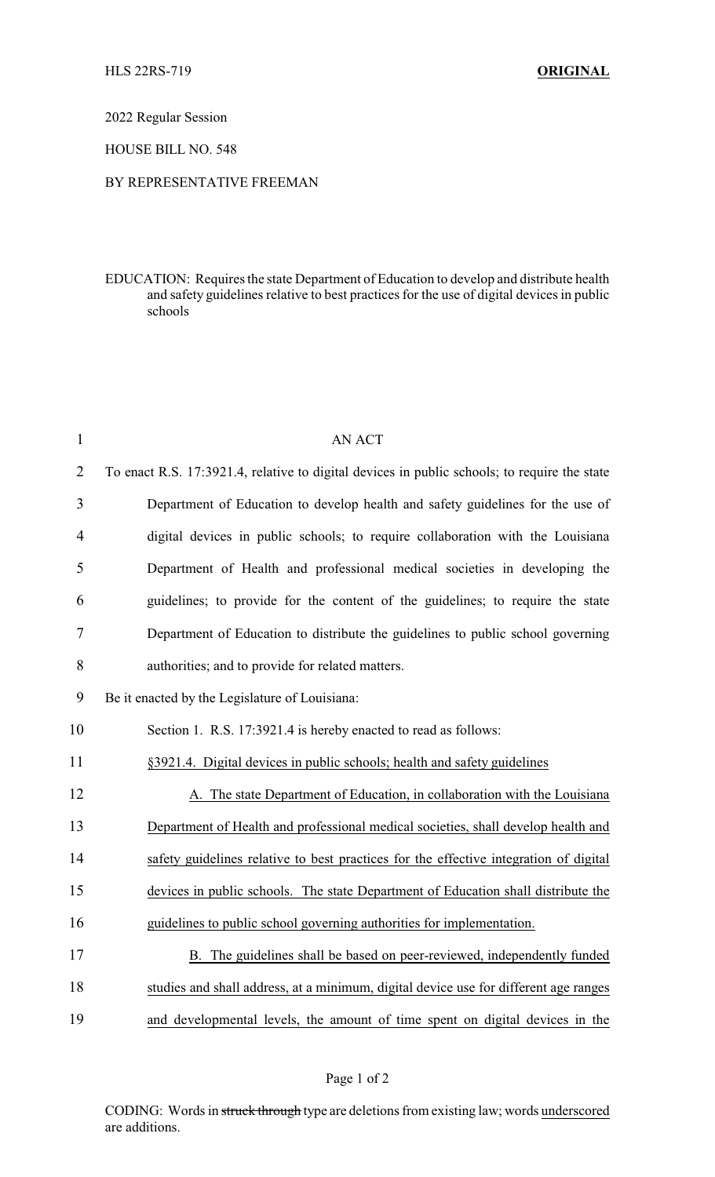2022 Regular Session

HOUSE BILL NO. 548

BY REPRESENTATIVE FREEMAN

EDUCATION: Requires the state Department of Education to develop and distribute health and safety guidelines relative to best practices for the use of digital devices in public schools

AN ACT

To enact R.S. 17:3921.4, relative to digital devices in public schools; to require the state Department of Education to develop health and safety guidelines for the use of digital devices in public schools; to require collaboration with the Louisiana Department of Health and professional medical societies in developing the guidelines; to provide for the content of the guidelines; to require the state Department of Education to distribute the guidelines to public school governing authorities; and to provide for related matters.

Be it enacted by the Legislature of Louisiana:

Section 1. R.S. 17:3921.4 is hereby enacted to read as follows:

§3921.4. Digital devices in public schools; health and safety guidelines

A. The state Department of Education, in collaboration with the Louisiana Department of Health and professional medical societies, shall develop health and safety guidelines relative to best practices for the effective integration of digital devices in public schools. The state Department of Education shall distribute the guidelines to public school governing authorities for implementation.

B. The guidelines shall be based on peer-reviewed, independently funded studies and shall address, at a minimum, digital device use for different age ranges and developmental levels, the amount of time spent on digital devices in the

CODING: Words in ~~struck through~~ type are deletions from existing law; words underscored are additions.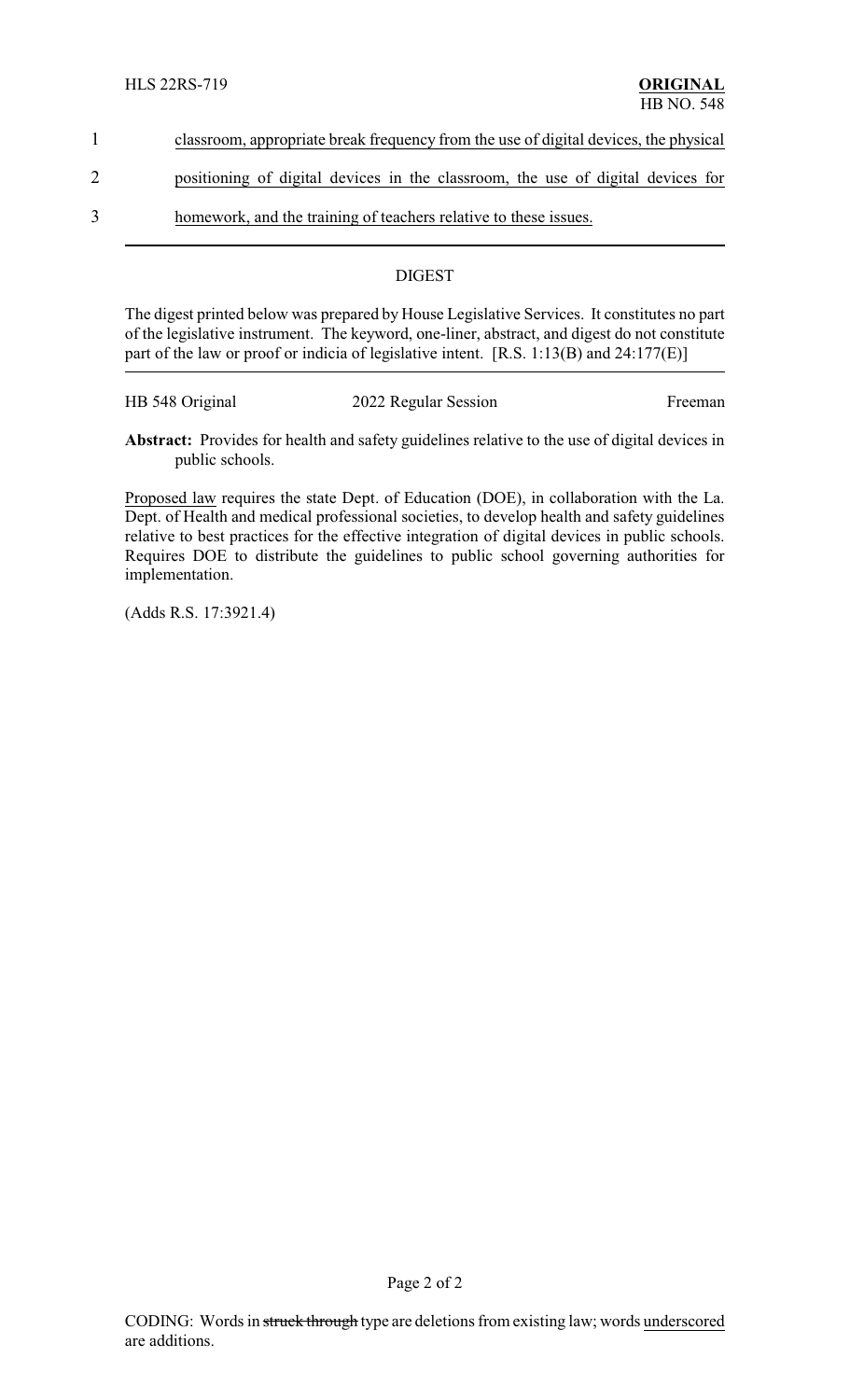1 classroom, appropriate break frequency from the use of digital devices, the physical

2 positioning of digital devices in the classroom, the use of digital devices for

3 homework, and the training of teachers relative to these issues.

---

## DIGEST

The digest printed below was prepared by House Legislative Services. It constitutes no part of the legislative instrument. The keyword, one-liner, abstract, and digest do not constitute part of the law or proof or indicia of legislative intent. [R.S. 1:13(B) and 24:177(E)]

---

HB 548 Original — 2022 Regular Session — Freeman

**Abstract:** Provides for health and safety guidelines relative to the use of digital devices in public schools.

Proposed law requires the state Dept. of Education (DOE), in collaboration with the La. Dept. of Health and medical professional societies, to develop health and safety guidelines relative to best practices for the effective integration of digital devices in public schools. Requires DOE to distribute the guidelines to public school governing authorities for implementation.

(Adds R.S. 17:3921.4)

CODING: Words in ~~struck through~~ type are deletions from existing law; words underscored are additions.